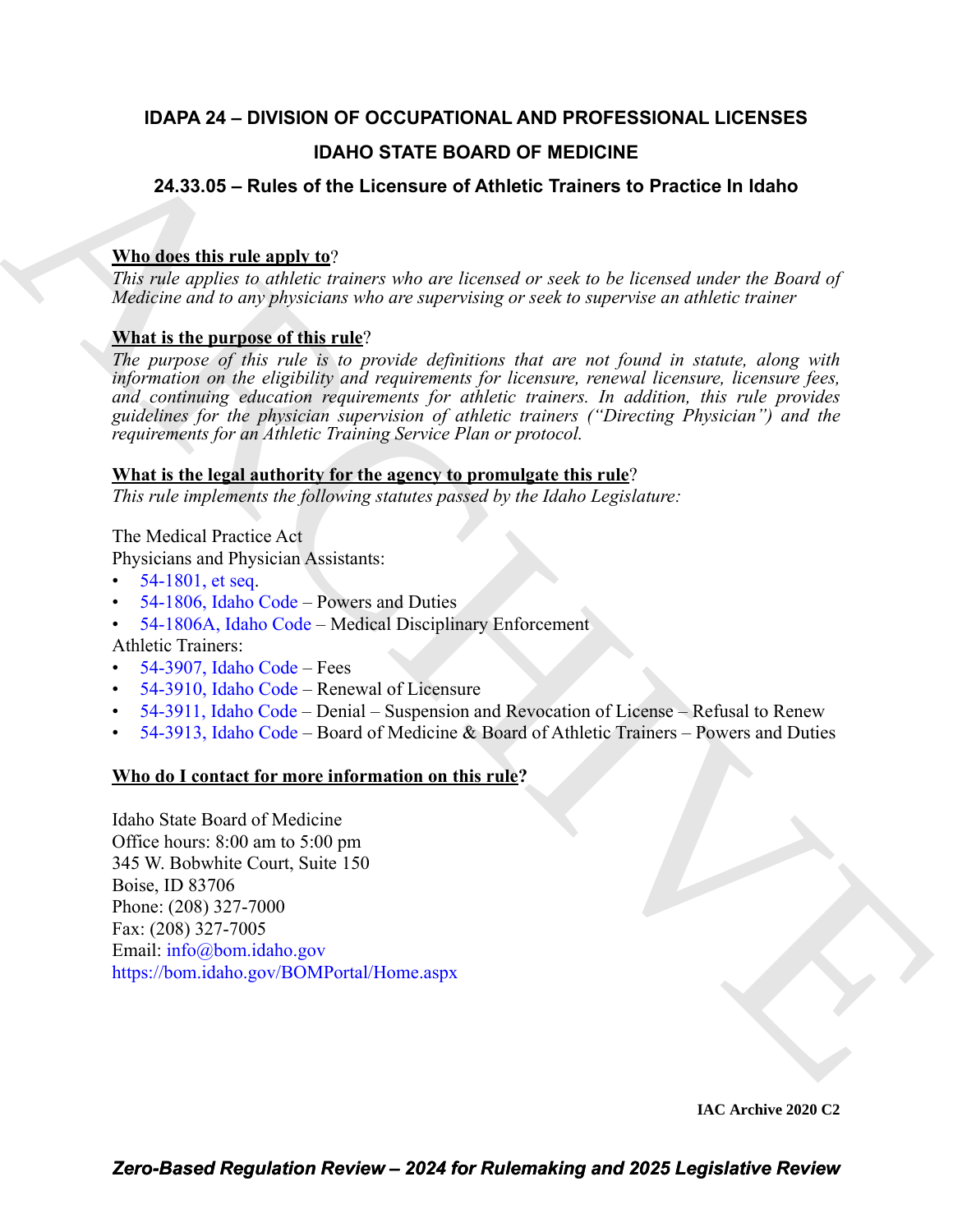# IDAPA 24 – DIVISION OF OCCUPATIONAL AND PROFESSIONAL LICENSES

## IDAHO STATE BOARD OF MEDICINE

## 24.33.05 – Rules of the Licensure of Athletic Trainers to Practice In Idaho

**Who does this rule apply to**?

*This rule applies to athletic trainers who are licensed or seek to be licensed under the Board of Medicine and to any physicians who are supervising or seek to supervise an athletic trainer*

**What is the purpose of this rule**?

*The purpose of this rule is to provide definitions that are not found in statute, along with information on the eligibility and requirements for licensure, renewal licensure, licensure fees, and continuing education requirements for athletic trainers. In addition, this rule provides guidelines for the physician supervision of athletic trainers ("Directing Physician") and the requirements for an Athletic Training Service Plan or protocol.*

**What is the legal authority for the agency to promulgate this rule**?

*This rule implements the following statutes passed by the Idaho Legislature:*

The Medical Practice Act

Physicians and Physician Assistants:

- 54-1801, et seq.
- 54-1806, Idaho Code – Powers and Duties
- 54-1806A, Idaho Code – Medical Disciplinary Enforcement

Athletic Trainers:

- 54-3907, Idaho Code – Fees
- 54-3910, Idaho Code – Renewal of Licensure
- 54-3911, Idaho Code – Denial – Suspension and Revocation of License – Refusal to Renew
- 54-3913, Idaho Code – Board of Medicine & Board of Athletic Trainers – Powers and Duties

**Who do I contact for more information on this rule?**

Idaho State Board of Medicine
Office hours: 8:00 am to 5:00 pm
345 W. Bobwhite Court, Suite 150
Boise, ID 83706
Phone: (208) 327-7000
Fax: (208) 327-7005
Email: info@bom.idaho.gov
https://bom.idaho.gov/BOMPortal/Home.aspx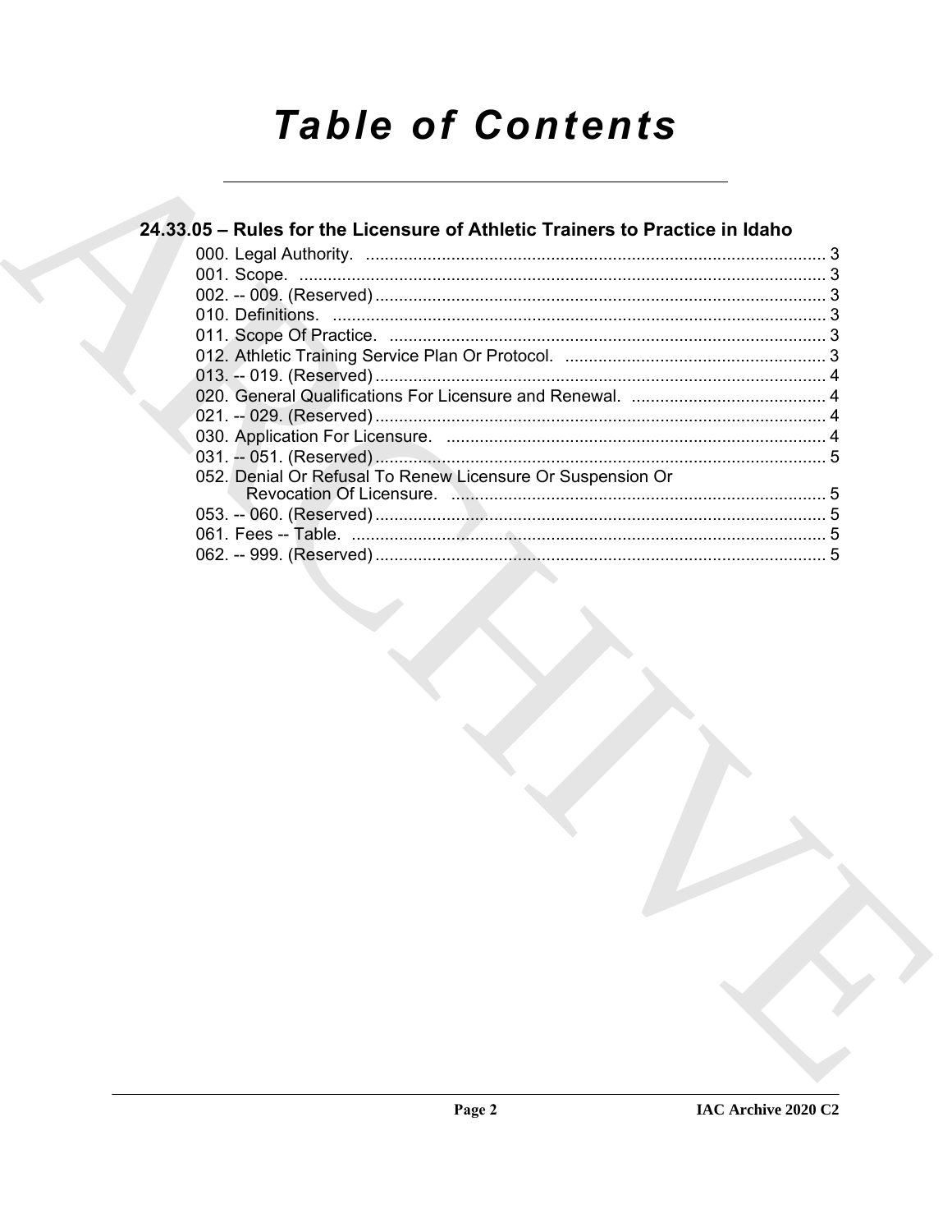# Table of Contents

## 24.33.05 – Rules for the Licensure of Athletic Trainers to Practice in Idaho

000. Legal Authority. ..... 3
001. Scope. ..... 3
002. -- 009. (Reserved) ..... 3
010. Definitions. ..... 3
011. Scope Of Practice. ..... 3
012. Athletic Training Service Plan Or Protocol. ..... 3
013. -- 019. (Reserved) ..... 4
020. General Qualifications For Licensure and Renewal. ..... 4
021. -- 029. (Reserved) ..... 4
030. Application For Licensure. ..... 4
031. -- 051. (Reserved) ..... 5
052. Denial Or Refusal To Renew Licensure Or Suspension Or Revocation Of Licensure. ..... 5
053. -- 060. (Reserved) ..... 5
061. Fees -- Table. ..... 5
062. -- 999. (Reserved) ..... 5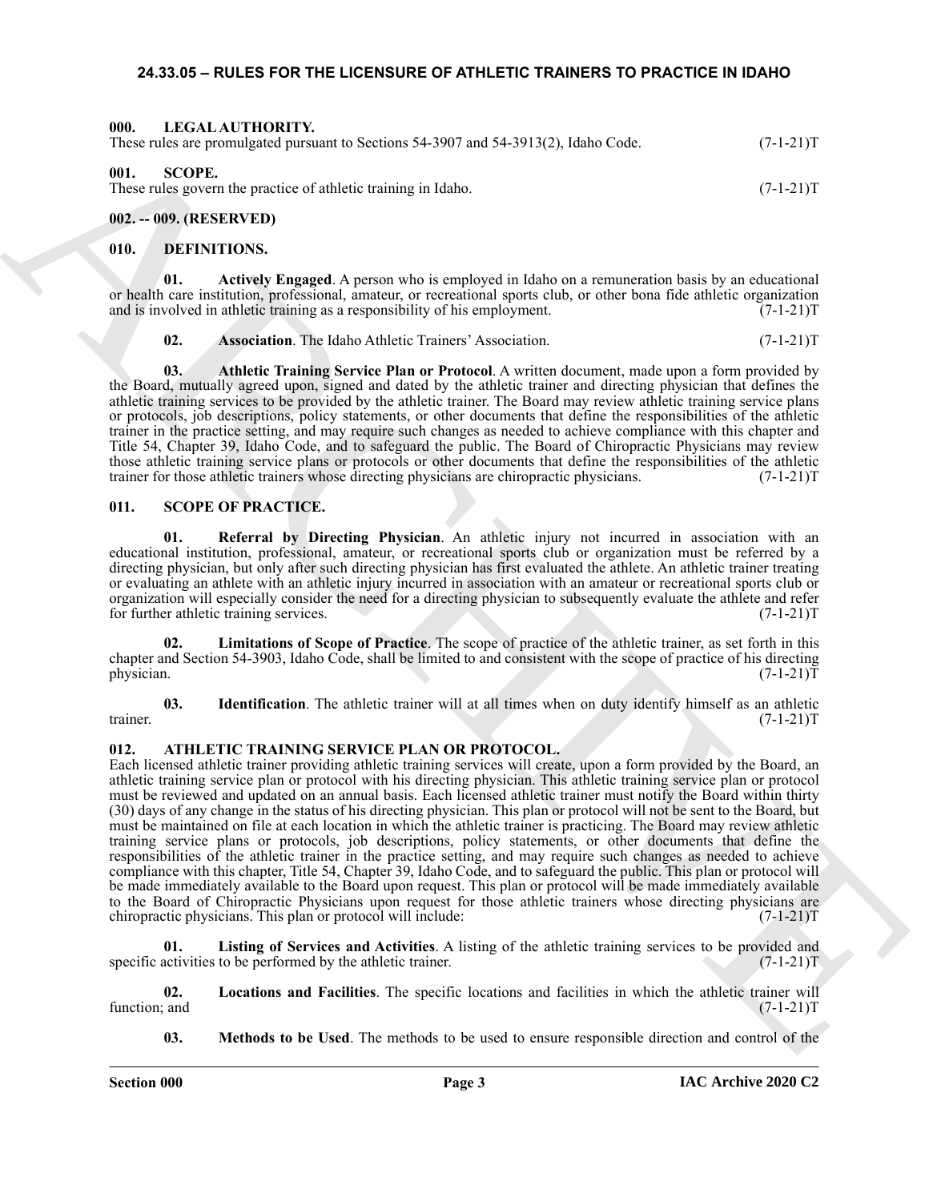# 24.33.05 – RULES FOR THE LICENSURE OF ATHLETIC TRAINERS TO PRACTICE IN IDAHO

## 000. LEGAL AUTHORITY.

These rules are promulgated pursuant to Sections 54-3907 and 54-3913(2), Idaho Code. (7-1-21)T

## 001. SCOPE.

These rules govern the practice of athletic training in Idaho. (7-1-21)T

## 002. -- 009. (RESERVED)

## 010. DEFINITIONS.

**01. Actively Engaged**. A person who is employed in Idaho on a remuneration basis by an educational or health care institution, professional, amateur, or recreational sports club, or other bona fide athletic organization and is involved in athletic training as a responsibility of his employment. (7-1-21)T

**02. Association**. The Idaho Athletic Trainers' Association. (7-1-21)T

**03. Athletic Training Service Plan or Protocol**. A written document, made upon a form provided by the Board, mutually agreed upon, signed and dated by the athletic trainer and directing physician that defines the athletic training services to be provided by the athletic trainer. The Board may review athletic training service plans or protocols, job descriptions, policy statements, or other documents that define the responsibilities of the athletic trainer in the practice setting, and may require such changes as needed to achieve compliance with this chapter and Title 54, Chapter 39, Idaho Code, and to safeguard the public. The Board of Chiropractic Physicians may review those athletic training service plans or protocols or other documents that define the responsibilities of the athletic trainer for those athletic trainers whose directing physicians are chiropractic physicians. (7-1-21)T

## 011. SCOPE OF PRACTICE.

**01. Referral by Directing Physician**. An athletic injury not incurred in association with an educational institution, professional, amateur, or recreational sports club or organization must be referred by a directing physician, but only after such directing physician has first evaluated the athlete. An athletic trainer treating or evaluating an athlete with an athletic injury incurred in association with an amateur or recreational sports club or organization will especially consider the need for a directing physician to subsequently evaluate the athlete and refer for further athletic training services. (7-1-21)T

**02. Limitations of Scope of Practice**. The scope of practice of the athletic trainer, as set forth in this chapter and Section 54-3903, Idaho Code, shall be limited to and consistent with the scope of practice of his directing physician. (7-1-21)T

**03. Identification**. The athletic trainer will at all times when on duty identify himself as an athletic trainer. (7-1-21)T

## 012. ATHLETIC TRAINING SERVICE PLAN OR PROTOCOL.

Each licensed athletic trainer providing athletic training services will create, upon a form provided by the Board, an athletic training service plan or protocol with his directing physician. This athletic training service plan or protocol must be reviewed and updated on an annual basis. Each licensed athletic trainer must notify the Board within thirty (30) days of any change in the status of his directing physician. This plan or protocol will not be sent to the Board, but must be maintained on file at each location in which the athletic trainer is practicing. The Board may review athletic training service plans or protocols, job descriptions, policy statements, or other documents that define the responsibilities of the athletic trainer in the practice setting, and may require such changes as needed to achieve compliance with this chapter, Title 54, Chapter 39, Idaho Code, and to safeguard the public. This plan or protocol will be made immediately available to the Board upon request. This plan or protocol will be made immediately available to the Board of Chiropractic Physicians upon request for those athletic trainers whose directing physicians are chiropractic physicians. This plan or protocol will include: (7-1-21)T

**01. Listing of Services and Activities**. A listing of the athletic training services to be provided and specific activities to be performed by the athletic trainer. (7-1-21)T

**02. Locations and Facilities**. The specific locations and facilities in which the athletic trainer will function; and (7-1-21)T

**03. Methods to be Used**. The methods to be used to ensure responsible direction and control of the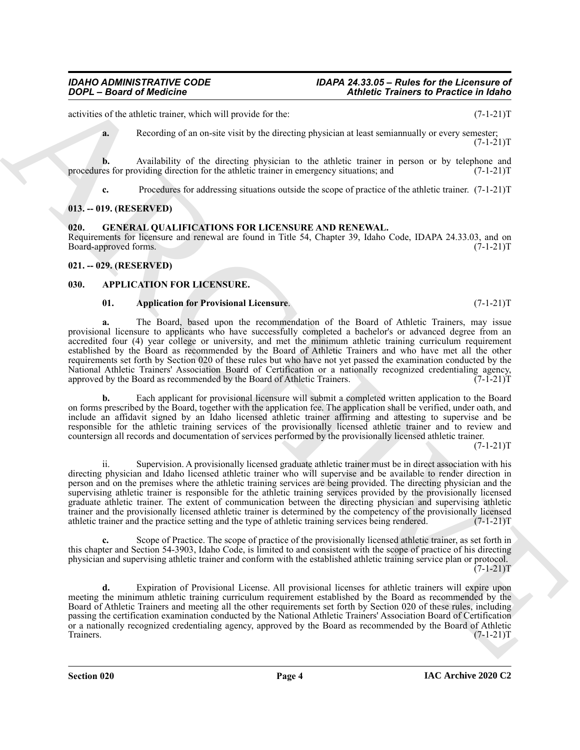activities of the athletic trainer, which will provide for the: (7-1-21)T

**a.** Recording of an on-site visit by the directing physician at least semiannually or every semester; (7-1-21)T

**b.** Availability of the directing physician to the athletic trainer in person or by telephone and procedures for providing direction for the athletic trainer in emergency situations; and (7-1-21)T

**c.** Procedures for addressing situations outside the scope of practice of the athletic trainer. (7-1-21)T

**013. -- 019. (RESERVED)**

**020. GENERAL QUALIFICATIONS FOR LICENSURE AND RENEWAL.**

Requirements for licensure and renewal are found in Title 54, Chapter 39, Idaho Code, IDAPA 24.33.03, and on Board-approved forms. (7-1-21)T

**021. -- 029. (RESERVED)**

**030. APPLICATION FOR LICENSURE.**

**01. Application for Provisional Licensure**. (7-1-21)T

**a.** The Board, based upon the recommendation of the Board of Athletic Trainers, may issue provisional licensure to applicants who have successfully completed a bachelor's or advanced degree from an accredited four (4) year college or university, and met the minimum athletic training curriculum requirement established by the Board as recommended by the Board of Athletic Trainers and who have met all the other requirements set forth by Section 020 of these rules but who have not yet passed the examination conducted by the National Athletic Trainers' Association Board of Certification or a nationally recognized credentialing agency, approved by the Board as recommended by the Board of Athletic Trainers. (7-1-21)T

**b.** Each applicant for provisional licensure will submit a completed written application to the Board on forms prescribed by the Board, together with the application fee. The application shall be verified, under oath, and include an affidavit signed by an Idaho licensed athletic trainer affirming and attesting to supervise and be responsible for the athletic training services of the provisionally licensed athletic trainer and to review and countersign all records and documentation of services performed by the provisionally licensed athletic trainer. (7-1-21)T

ii. Supervision. A provisionally licensed graduate athletic trainer must be in direct association with his directing physician and Idaho licensed athletic trainer who will supervise and be available to render direction in person and on the premises where the athletic training services are being provided. The directing physician and the supervising athletic trainer is responsible for the athletic training services provided by the provisionally licensed graduate athletic trainer. The extent of communication between the directing physician and supervising athletic trainer and the provisionally licensed athletic trainer is determined by the competency of the provisionally licensed athletic trainer and the practice setting and the type of athletic training services being rendered. (7-1-21)T

**c.** Scope of Practice. The scope of practice of the provisionally licensed athletic trainer, as set forth in this chapter and Section 54-3903, Idaho Code, is limited to and consistent with the scope of practice of his directing physician and supervising athletic trainer and conform with the established athletic training service plan or protocol. (7-1-21)T

**d.** Expiration of Provisional License. All provisional licenses for athletic trainers will expire upon meeting the minimum athletic training curriculum requirement established by the Board as recommended by the Board of Athletic Trainers and meeting all the other requirements set forth by Section 020 of these rules, including passing the certification examination conducted by the National Athletic Trainers' Association Board of Certification or a nationally recognized credentialing agency, approved by the Board as recommended by the Board of Athletic Trainers. (7-1-21)T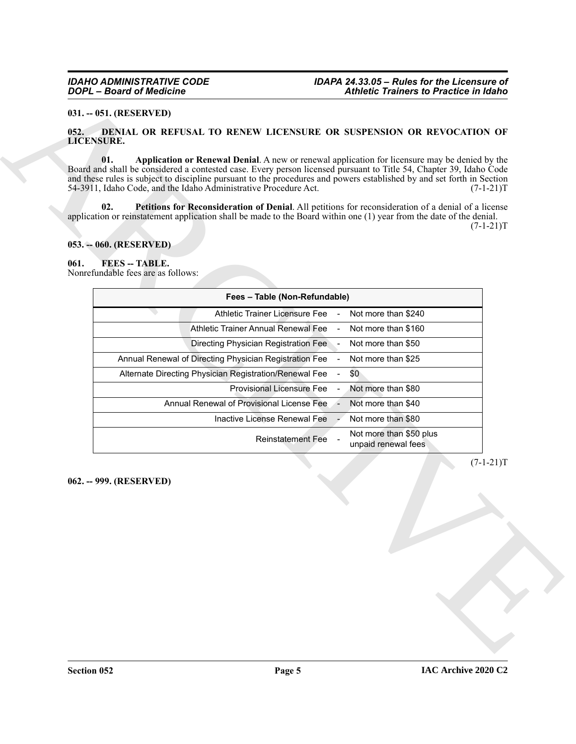**031. -- 051. (RESERVED)**

**052. DENIAL OR REFUSAL TO RENEW LICENSURE OR SUSPENSION OR REVOCATION OF LICENSURE.**

**01. Application or Renewal Denial**. A new or renewal application for licensure may be denied by the Board and shall be considered a contested case. Every person licensed pursuant to Title 54, Chapter 39, Idaho Code and these rules is subject to discipline pursuant to the procedures and powers established by and set forth in Section 54-3911, Idaho Code, and the Idaho Administrative Procedure Act. (7-1-21)T

**02. Petitions for Reconsideration of Denial**. All petitions for reconsideration of a denial of a license application or reinstatement application shall be made to the Board within one (1) year from the date of the denial. (7-1-21)T

**053. -- 060. (RESERVED)**

**061. FEES -- TABLE.**

Nonrefundable fees are as follows:

| Fees – Table (Non-Refundable) | | |
|---|---|---|
| Athletic Trainer Licensure Fee | - | Not more than $240 |
| Athletic Trainer Annual Renewal Fee | - | Not more than $160 |
| Directing Physician Registration Fee | - | Not more than $50 |
| Annual Renewal of Directing Physician Registration Fee | - | Not more than $25 |
| Alternate Directing Physician Registration/Renewal Fee | - | $0 |
| Provisional Licensure Fee | - | Not more than $80 |
| Annual Renewal of Provisional License Fee | - | Not more than $40 |
| Inactive License Renewal Fee | - | Not more than $80 |
| Reinstatement Fee | - | Not more than $50 plus unpaid renewal fees |

(7-1-21)T

**062. -- 999. (RESERVED)**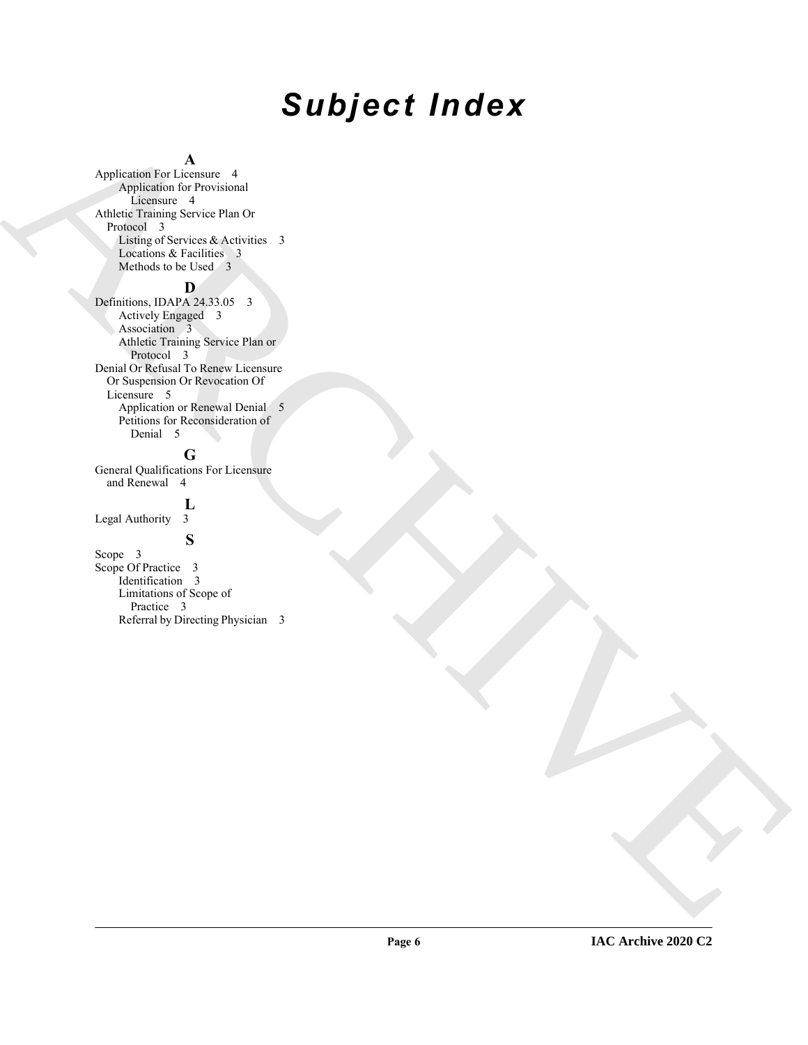# Subject Index

**A**

Application For Licensure 4
- Application for Provisional Licensure 4

Athletic Training Service Plan Or Protocol 3
- Listing of Services & Activities 3
- Locations & Facilities 3
- Methods to be Used 3

**D**

Definitions, IDAPA 24.33.05 3
- Actively Engaged 3
- Association 3
- Athletic Training Service Plan or Protocol 3

Denial Or Refusal To Renew Licensure Or Suspension Or Revocation Of Licensure 5
- Application or Renewal Denial 5
- Petitions for Reconsideration of Denial 5

**G**

General Qualifications For Licensure and Renewal 4

**L**

Legal Authority 3

**S**

Scope 3

Scope Of Practice 3
- Identification 3
- Limitations of Scope of Practice 3
- Referral by Directing Physician 3